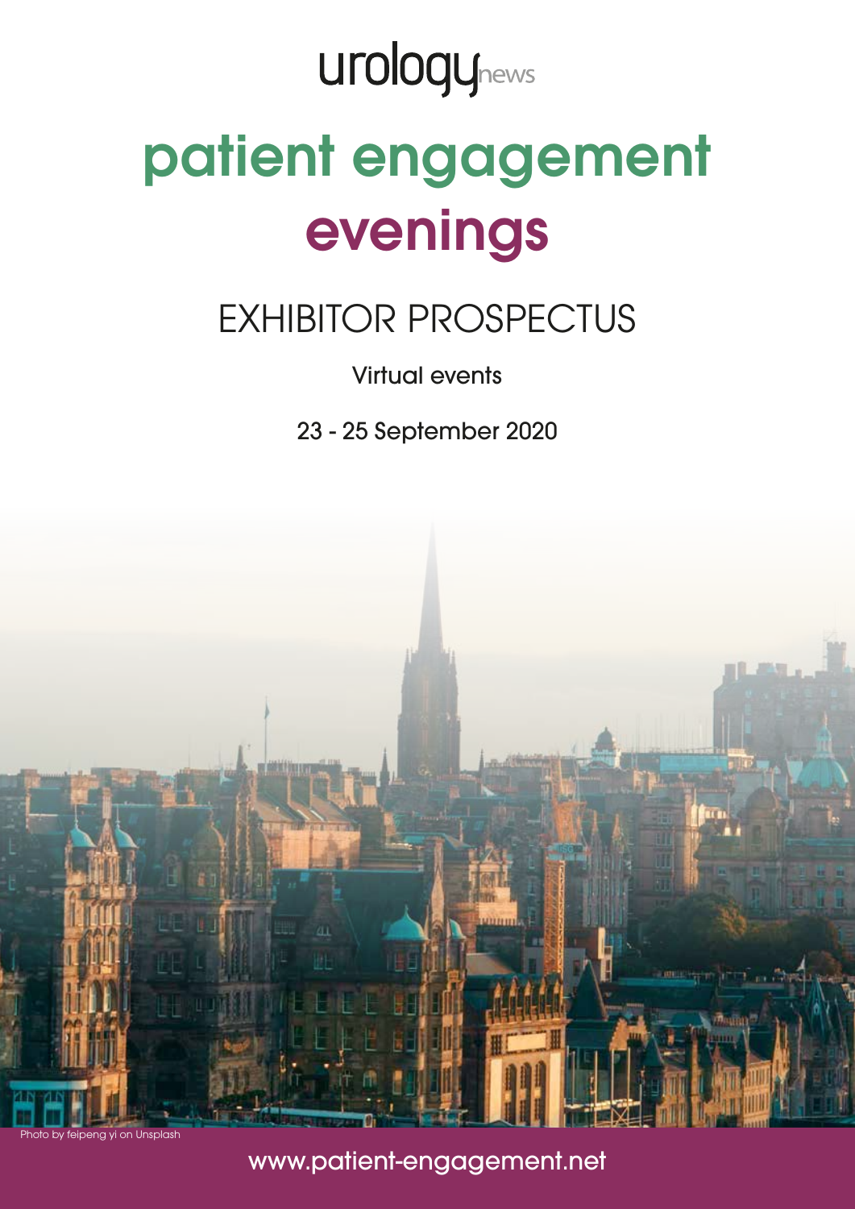urology news

# patient engagement evenings

## EXHIBITOR PROSPECTUS

Virtual events

23 - 25 September 2020

Photo by feipeng yi on Unsplash

www.patient-engagement.net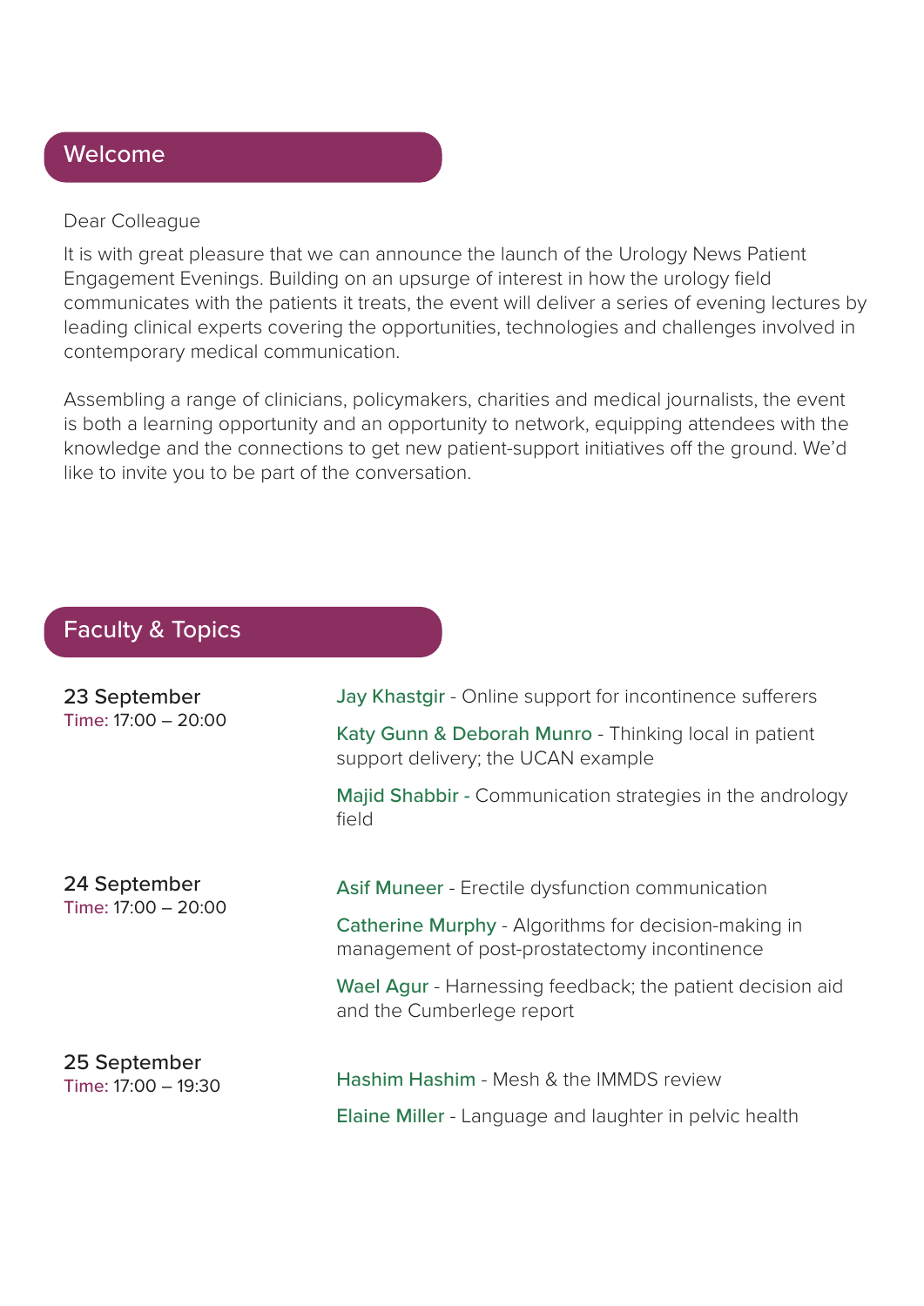## Welcome

Dear Colleague

It is with great pleasure that we can announce the launch of the Urology News Patient Engagement Evenings. Building on an upsurge of interest in how the urology field communicates with the patients it treats, the event will deliver a series of evening lectures by leading clinical experts covering the opportunities, technologies and challenges involved in contemporary medical communication.

Assembling a range of clinicians, policymakers, charities and medical journalists, the event is both a learning opportunity and an opportunity to network, equipping attendees with the knowledge and the connections to get new patient-support initiatives off the ground. We'd like to invite you to be part of the conversation.

## Faculty & Topics

**23 September**
Time: 17:00 – 20:00

Jay Khastgir - Online support for incontinence sufferers

Katy Gunn & Deborah Munro - Thinking local in patient support delivery; the UCAN example

Majid Shabbir - Communication strategies in the andrology field

**24 September**
Time: 17:00 – 20:00

Asif Muneer - Erectile dysfunction communication

Catherine Murphy - Algorithms for decision-making in management of post-prostatectomy incontinence

Wael Agur - Harnessing feedback; the patient decision aid and the Cumberlege report

**25 September**
Time: 17:00 – 19:30

Hashim Hashim - Mesh & the IMMDS review

Elaine Miller - Language and laughter in pelvic health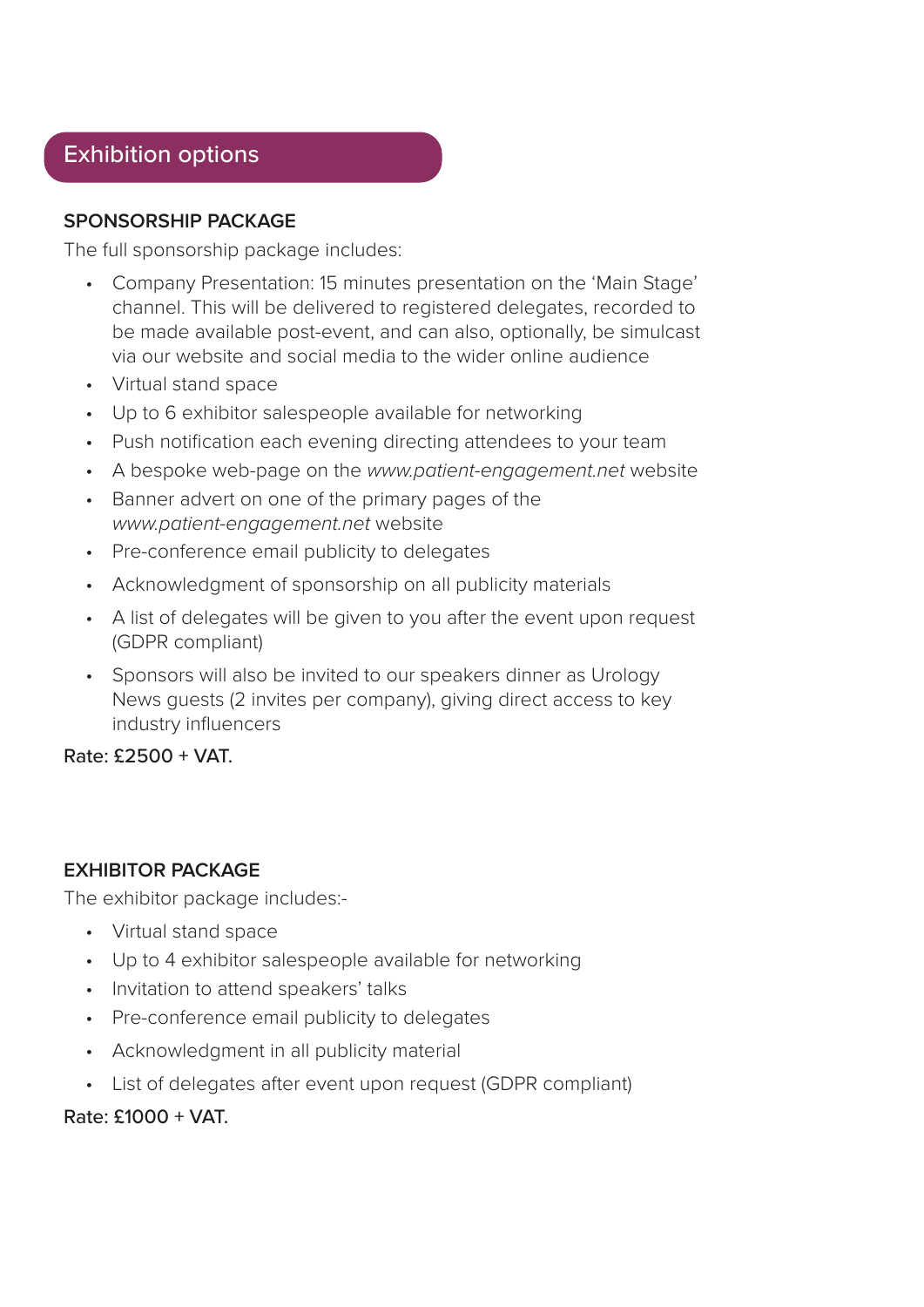## Exhibition options

### SPONSORSHIP PACKAGE

The full sponsorship package includes:

- Company Presentation: 15 minutes presentation on the 'Main Stage' channel. This will be delivered to registered delegates, recorded to be made available post-event, and can also, optionally, be simulcast via our website and social media to the wider online audience
- Virtual stand space
- Up to 6 exhibitor salespeople available for networking
- Push notification each evening directing attendees to your team
- A bespoke web-page on the *www.patient-engagement.net* website
- Banner advert on one of the primary pages of the *www.patient-engagement.net* website
- Pre-conference email publicity to delegates
- Acknowledgment of sponsorship on all publicity materials
- A list of delegates will be given to you after the event upon request (GDPR compliant)
- Sponsors will also be invited to our speakers dinner as Urology News guests (2 invites per company), giving direct access to key industry influencers

Rate: £2500 + VAT.

### EXHIBITOR PACKAGE

The exhibitor package includes:-

- Virtual stand space
- Up to 4 exhibitor salespeople available for networking
- Invitation to attend speakers' talks
- Pre-conference email publicity to delegates
- Acknowledgment in all publicity material
- List of delegates after event upon request (GDPR compliant)

Rate: £1000 + VAT.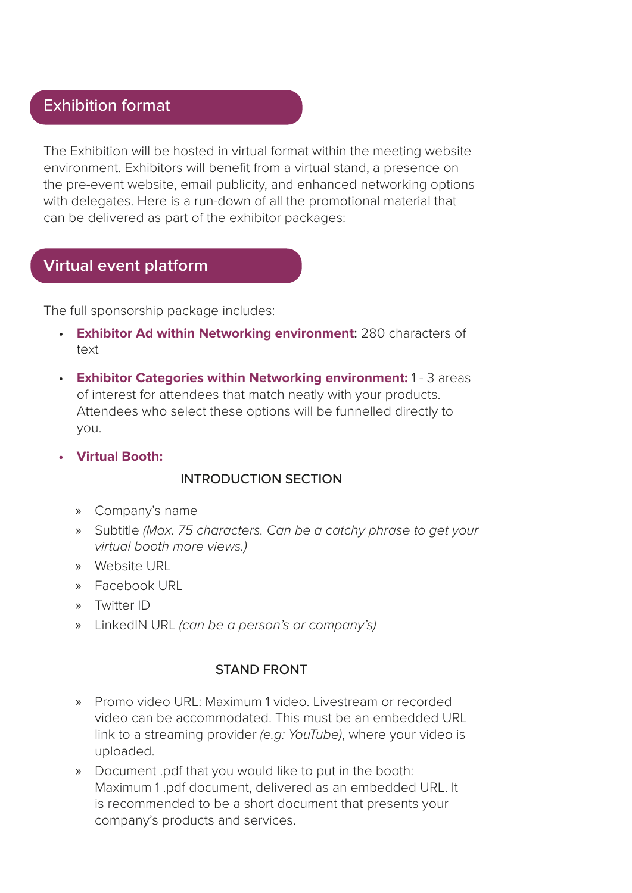## Exhibition format

The Exhibition will be hosted in virtual format within the meeting website environment. Exhibitors will benefit from a virtual stand, a presence on the pre-event website, email publicity, and enhanced networking options with delegates. Here is a run-down of all the promotional material that can be delivered as part of the exhibitor packages:

## Virtual event platform

The full sponsorship package includes:

- **Exhibitor Ad within Networking environment**: 280 characters of text
- **Exhibitor Categories within Networking environment:** 1 - 3 areas of interest for attendees that match neatly with your products. Attendees who select these options will be funnelled directly to you.
- **Virtual Booth:**

  INTRODUCTION SECTION

  - Company's name
  - Subtitle *(Max. 75 characters. Can be a catchy phrase to get your virtual booth more views.)*
  - Website URL
  - Facebook URL
  - Twitter ID
  - LinkedIN URL *(can be a person's or company's)*

  STAND FRONT

  - Promo video URL: Maximum 1 video. Livestream or recorded video can be accommodated. This must be an embedded URL link to a streaming provider *(e.g: YouTube)*, where your video is uploaded.
  - Document .pdf that you would like to put in the booth: Maximum 1 .pdf document, delivered as an embedded URL. It is recommended to be a short document that presents your company's products and services.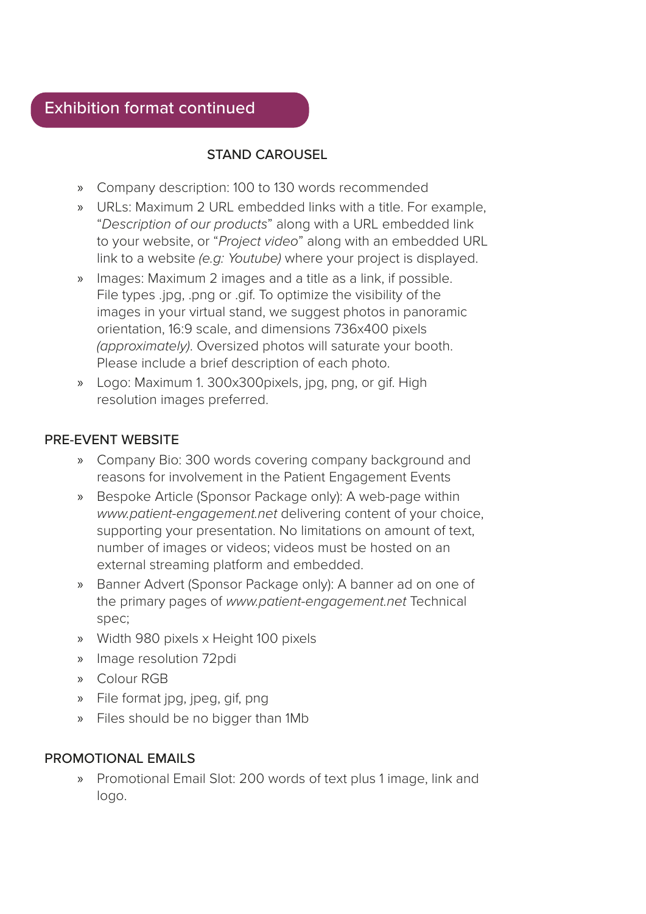## Exhibition format continued

### STAND CAROUSEL

- Company description: 100 to 130 words recommended
- URLs: Maximum 2 URL embedded links with a title. For example, "*Description of our products*" along with a URL embedded link to your website, or "*Project video*" along with an embedded URL link to a website *(e.g: Youtube)* where your project is displayed.
- Images: Maximum 2 images and a title as a link, if possible. File types .jpg, .png or .gif. To optimize the visibility of the images in your virtual stand, we suggest photos in panoramic orientation, 16:9 scale, and dimensions 736x400 pixels *(approximately)*. Oversized photos will saturate your booth. Please include a brief description of each photo.
- Logo: Maximum 1. 300x300pixels, jpg, png, or gif. High resolution images preferred.

### PRE-EVENT WEBSITE

- Company Bio: 300 words covering company background and reasons for involvement in the Patient Engagement Events
- Bespoke Article (Sponsor Package only): A web-page within *www.patient-engagement.net* delivering content of your choice, supporting your presentation. No limitations on amount of text, number of images or videos; videos must be hosted on an external streaming platform and embedded.
- Banner Advert (Sponsor Package only): A banner ad on one of the primary pages of *www.patient-engagement.net* Technical spec;
- Width 980 pixels x Height 100 pixels
- Image resolution 72pdi
- Colour RGB
- File format jpg, jpeg, gif, png
- Files should be no bigger than 1Mb

### PROMOTIONAL EMAILS

- Promotional Email Slot: 200 words of text plus 1 image, link and logo.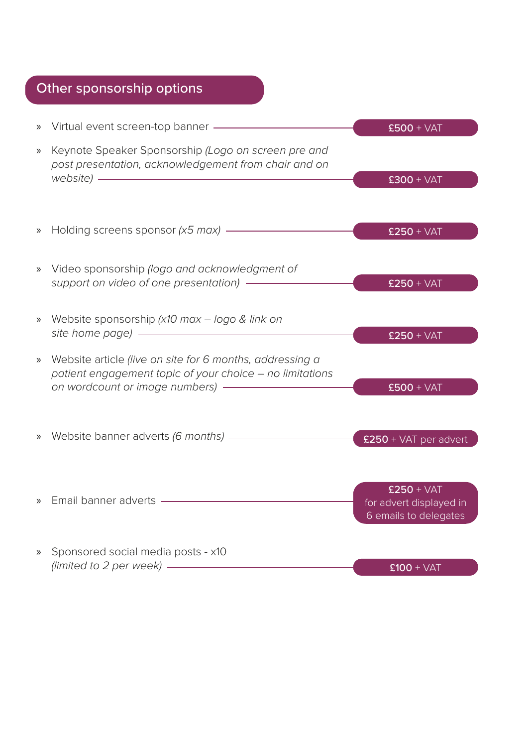## Other sponsorship options

| Option | Price |
| --- | --- |
| Virtual event screen-top banner | **£500** + VAT |
| Keynote Speaker Sponsorship *(Logo on screen pre and post presentation, acknowledgement from chair and on website)* | **£300** + VAT |
| Holding screens sponsor *(x5 max)* | **£250** + VAT |
| Video sponsorship *(logo and acknowledgment of support on video of one presentation)* | **£250** + VAT |
| Website sponsorship *(x10 max – logo & link on site home page)* | **£250** + VAT |
| Website article *(live on site for 6 months, addressing a patient engagement topic of your choice – no limitations on wordcount or image numbers)* | **£500** + VAT |
| Website banner adverts *(6 months)* | **£250** + VAT per advert |
| Email banner adverts | **£250** + VAT for advert displayed in 6 emails to delegates |
| Sponsored social media posts - x10 *(limited to 2 per week)* | **£100** + VAT |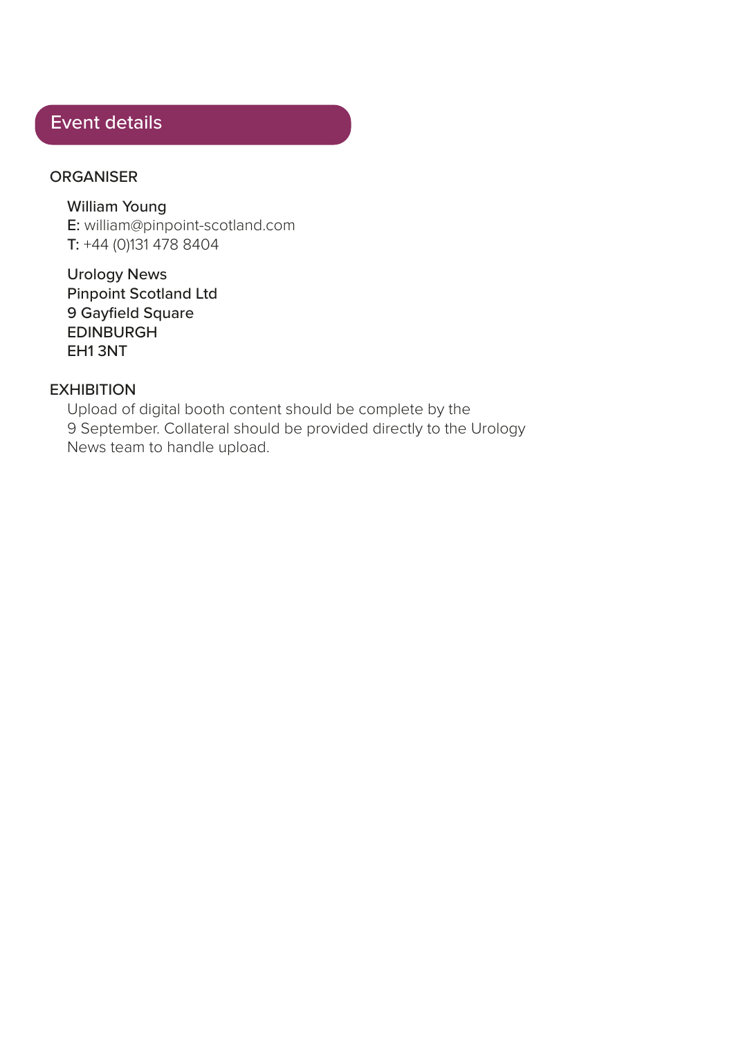## Event details

### ORGANISER

William Young
E: william@pinpoint-scotland.com
T: +44 (0)131 478 8404

Urology News
Pinpoint Scotland Ltd
9 Gayfield Square
EDINBURGH
EH1 3NT

### EXHIBITION

Upload of digital booth content should be complete by the 9 September. Collateral should be provided directly to the Urology News team to handle upload.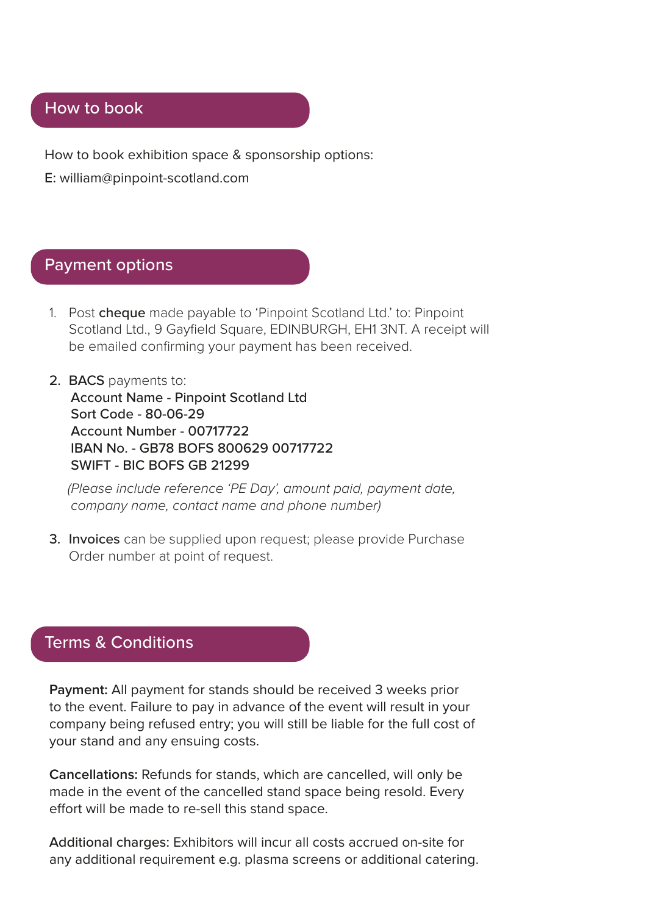## How to book

How to book exhibition space & sponsorship options:

E: william@pinpoint-scotland.com

## Payment options

1. Post **cheque** made payable to 'Pinpoint Scotland Ltd.' to: Pinpoint Scotland Ltd., 9 Gayfield Square, EDINBURGH, EH1 3NT. A receipt will be emailed confirming your payment has been received.

2. **BACS** payments to:
   Account Name - Pinpoint Scotland Ltd
   Sort Code - 80-06-29
   Account Number - 00717722
   IBAN No. - GB78 BOFS 800629 00717722
   SWIFT - BIC BOFS GB 21299

   *(Please include reference 'PE Day', amount paid, payment date, company name, contact name and phone number)*

3. **Invoices** can be supplied upon request; please provide Purchase Order number at point of request.

## Terms & Conditions

**Payment:** All payment for stands should be received 3 weeks prior to the event. Failure to pay in advance of the event will result in your company being refused entry; you will still be liable for the full cost of your stand and any ensuing costs.

**Cancellations:** Refunds for stands, which are cancelled, will only be made in the event of the cancelled stand space being resold. Every effort will be made to re-sell this stand space.

Additional charges: Exhibitors will incur all costs accrued on-site for any additional requirement e.g. plasma screens or additional catering.